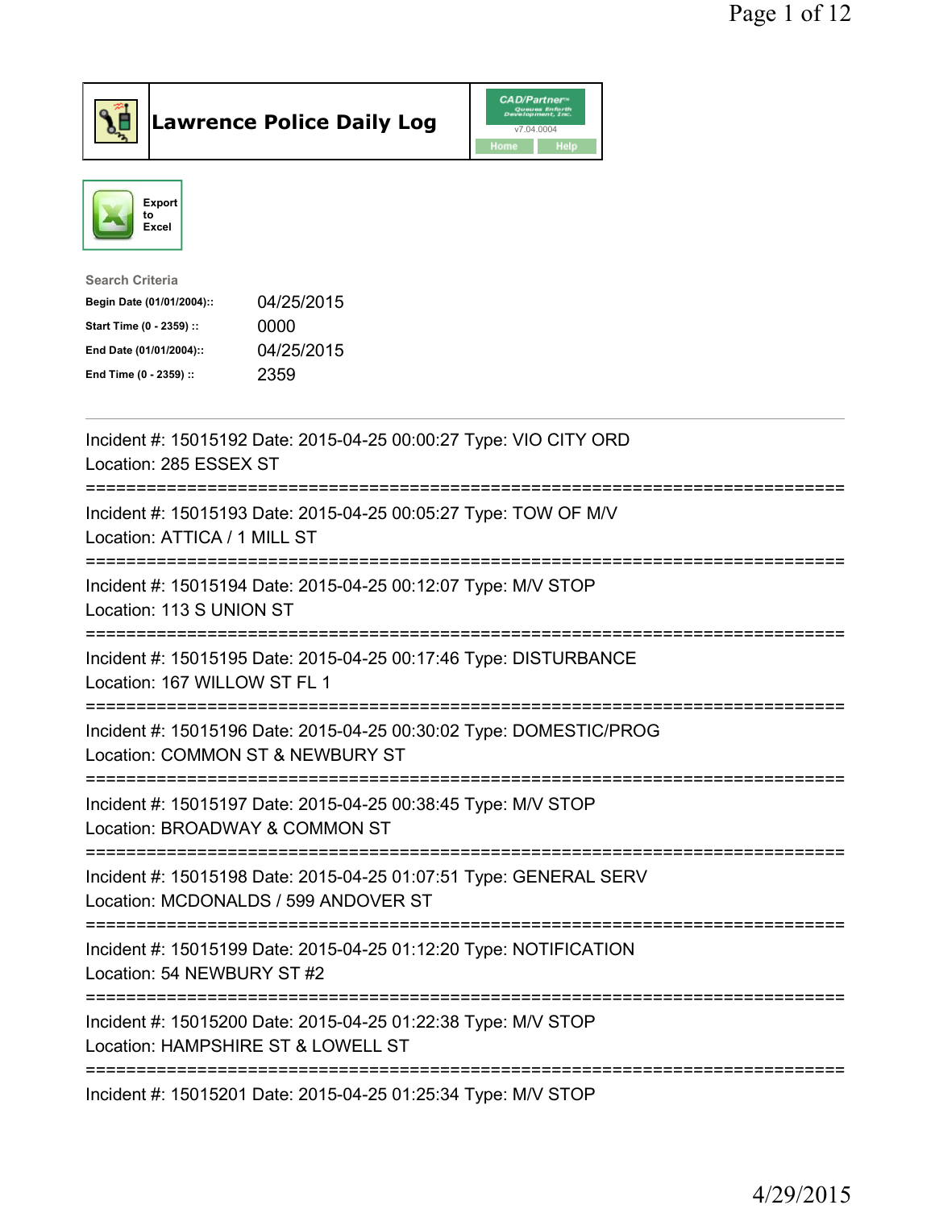# Lawrence Police Daily Log

CAD/Partner v7.04.0004

Home Help

Export to Excel

**Search Criteria**

| | |
|---|---|
| **Begin Date (01/01/2004)::** | 04/25/2015 |
| **Start Time (0 - 2359) ::** | 0000 |
| **End Date (01/01/2004)::** | 04/25/2015 |
| **End Time (0 - 2359) ::** | 2359 |

---

Incident #: 15015192 Date: 2015-04-25 00:00:27 Type: VIO CITY ORD
Location: 285 ESSEX ST

===========================================================================

Incident #: 15015193 Date: 2015-04-25 00:05:27 Type: TOW OF M/V
Location: ATTICA / 1 MILL ST

===========================================================================

Incident #: 15015194 Date: 2015-04-25 00:12:07 Type: M/V STOP
Location: 113 S UNION ST

===========================================================================

Incident #: 15015195 Date: 2015-04-25 00:17:46 Type: DISTURBANCE
Location: 167 WILLOW ST FL 1

===========================================================================

Incident #: 15015196 Date: 2015-04-25 00:30:02 Type: DOMESTIC/PROG
Location: COMMON ST & NEWBURY ST

===========================================================================

Incident #: 15015197 Date: 2015-04-25 00:38:45 Type: M/V STOP
Location: BROADWAY & COMMON ST

===========================================================================

Incident #: 15015198 Date: 2015-04-25 01:07:51 Type: GENERAL SERV
Location: MCDONALDS / 599 ANDOVER ST

===========================================================================

Incident #: 15015199 Date: 2015-04-25 01:12:20 Type: NOTIFICATION
Location: 54 NEWBURY ST #2

===========================================================================

Incident #: 15015200 Date: 2015-04-25 01:22:38 Type: M/V STOP
Location: HAMPSHIRE ST & LOWELL ST

===========================================================================

Incident #: 15015201 Date: 2015-04-25 01:25:34 Type: M/V STOP

4/29/2015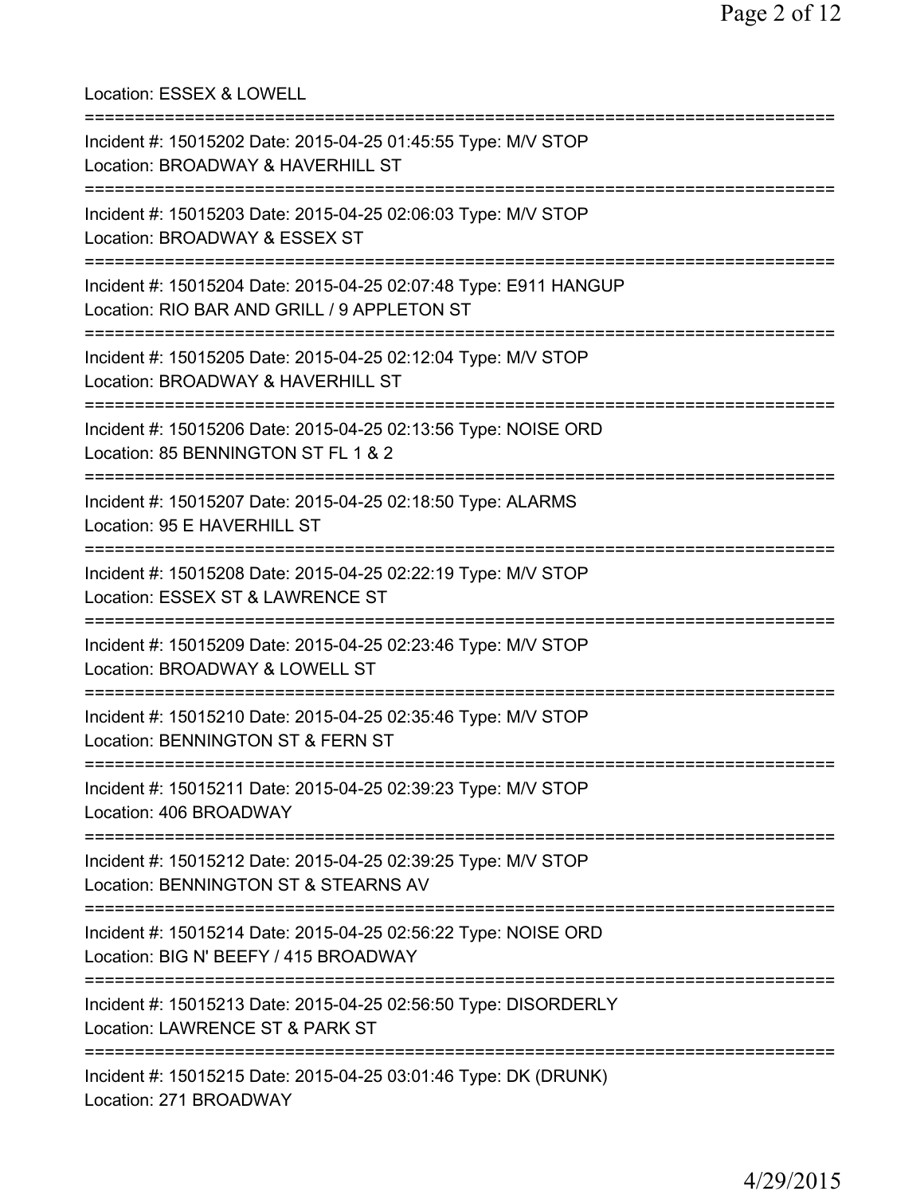Location: ESSEX & LOWELL

===========================================================================

Incident #: 15015202 Date: 2015-04-25 01:45:55 Type: M/V STOP
Location: BROADWAY & HAVERHILL ST

===========================================================================

Incident #: 15015203 Date: 2015-04-25 02:06:03 Type: M/V STOP
Location: BROADWAY & ESSEX ST

===========================================================================

Incident #: 15015204 Date: 2015-04-25 02:07:48 Type: E911 HANGUP
Location: RIO BAR AND GRILL / 9 APPLETON ST

===========================================================================

Incident #: 15015205 Date: 2015-04-25 02:12:04 Type: M/V STOP
Location: BROADWAY & HAVERHILL ST

===========================================================================

Incident #: 15015206 Date: 2015-04-25 02:13:56 Type: NOISE ORD
Location: 85 BENNINGTON ST FL 1 & 2

===========================================================================

Incident #: 15015207 Date: 2015-04-25 02:18:50 Type: ALARMS
Location: 95 E HAVERHILL ST

===========================================================================

Incident #: 15015208 Date: 2015-04-25 02:22:19 Type: M/V STOP
Location: ESSEX ST & LAWRENCE ST

===========================================================================

Incident #: 15015209 Date: 2015-04-25 02:23:46 Type: M/V STOP
Location: BROADWAY & LOWELL ST

===========================================================================

Incident #: 15015210 Date: 2015-04-25 02:35:46 Type: M/V STOP
Location: BENNINGTON ST & FERN ST

===========================================================================

Incident #: 15015211 Date: 2015-04-25 02:39:23 Type: M/V STOP
Location: 406 BROADWAY

===========================================================================

Incident #: 15015212 Date: 2015-04-25 02:39:25 Type: M/V STOP
Location: BENNINGTON ST & STEARNS AV

===========================================================================

Incident #: 15015214 Date: 2015-04-25 02:56:22 Type: NOISE ORD
Location: BIG N' BEEFY / 415 BROADWAY

===========================================================================

Incident #: 15015213 Date: 2015-04-25 02:56:50 Type: DISORDERLY
Location: LAWRENCE ST & PARK ST

===========================================================================

Incident #: 15015215 Date: 2015-04-25 03:01:46 Type: DK (DRUNK)
Location: 271 BROADWAY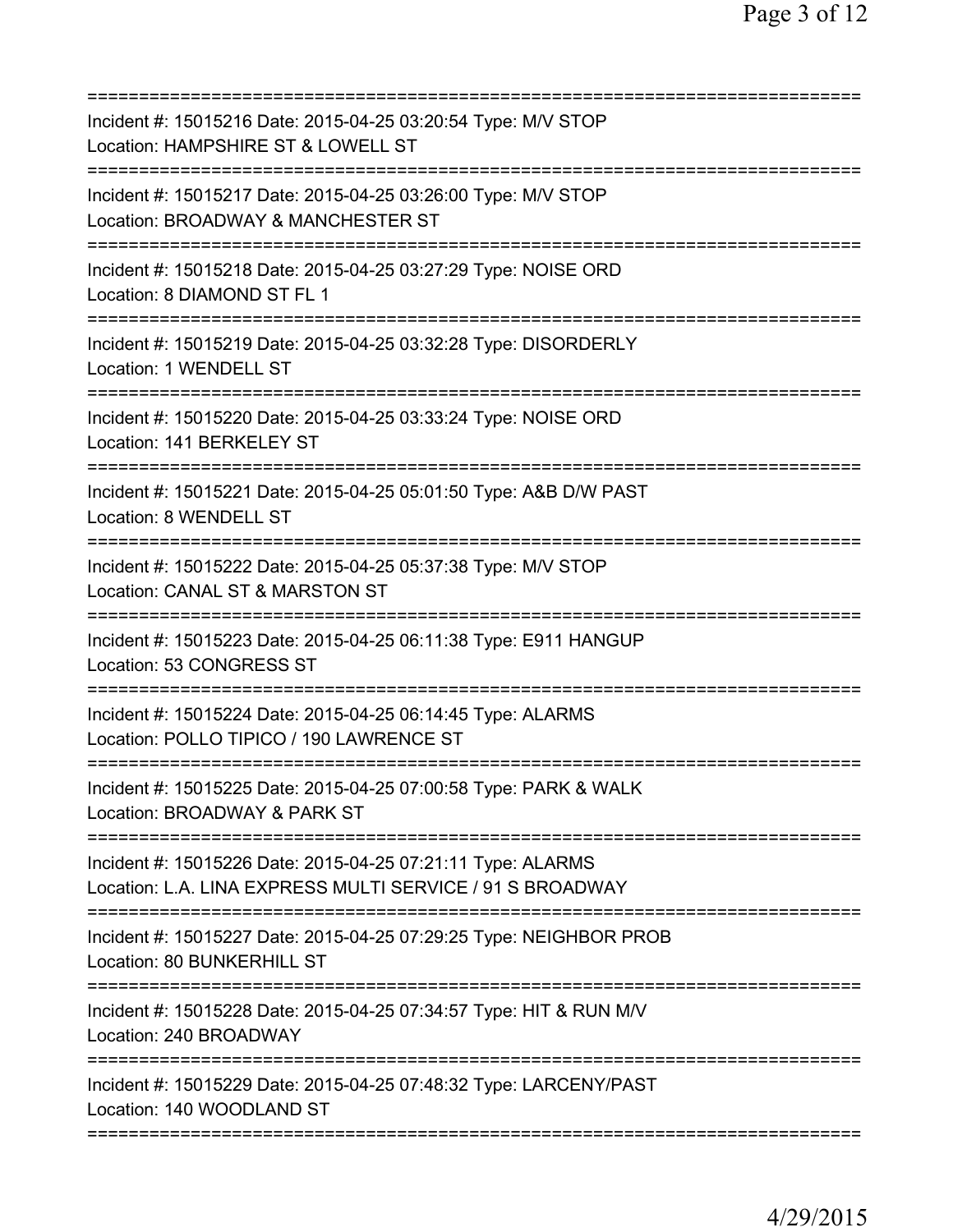Incident #: 15015216 Date: 2015-04-25 03:20:54 Type: M/V STOP
Location: HAMPSHIRE ST & LOWELL ST

Incident #: 15015217 Date: 2015-04-25 03:26:00 Type: M/V STOP
Location: BROADWAY & MANCHESTER ST

Incident #: 15015218 Date: 2015-04-25 03:27:29 Type: NOISE ORD
Location: 8 DIAMOND ST FL 1

Incident #: 15015219 Date: 2015-04-25 03:32:28 Type: DISORDERLY
Location: 1 WENDELL ST

Incident #: 15015220 Date: 2015-04-25 03:33:24 Type: NOISE ORD
Location: 141 BERKELEY ST

Incident #: 15015221 Date: 2015-04-25 05:01:50 Type: A&B D/W PAST
Location: 8 WENDELL ST

Incident #: 15015222 Date: 2015-04-25 05:37:38 Type: M/V STOP
Location: CANAL ST & MARSTON ST

Incident #: 15015223 Date: 2015-04-25 06:11:38 Type: E911 HANGUP
Location: 53 CONGRESS ST

Incident #: 15015224 Date: 2015-04-25 06:14:45 Type: ALARMS
Location: POLLO TIPICO / 190 LAWRENCE ST

Incident #: 15015225 Date: 2015-04-25 07:00:58 Type: PARK & WALK
Location: BROADWAY & PARK ST

Incident #: 15015226 Date: 2015-04-25 07:21:11 Type: ALARMS
Location: L.A. LINA EXPRESS MULTI SERVICE / 91 S BROADWAY

Incident #: 15015227 Date: 2015-04-25 07:29:25 Type: NEIGHBOR PROB
Location: 80 BUNKERHILL ST

Incident #: 15015228 Date: 2015-04-25 07:34:57 Type: HIT & RUN M/V
Location: 240 BROADWAY

Incident #: 15015229 Date: 2015-04-25 07:48:32 Type: LARCENY/PAST
Location: 140 WOODLAND ST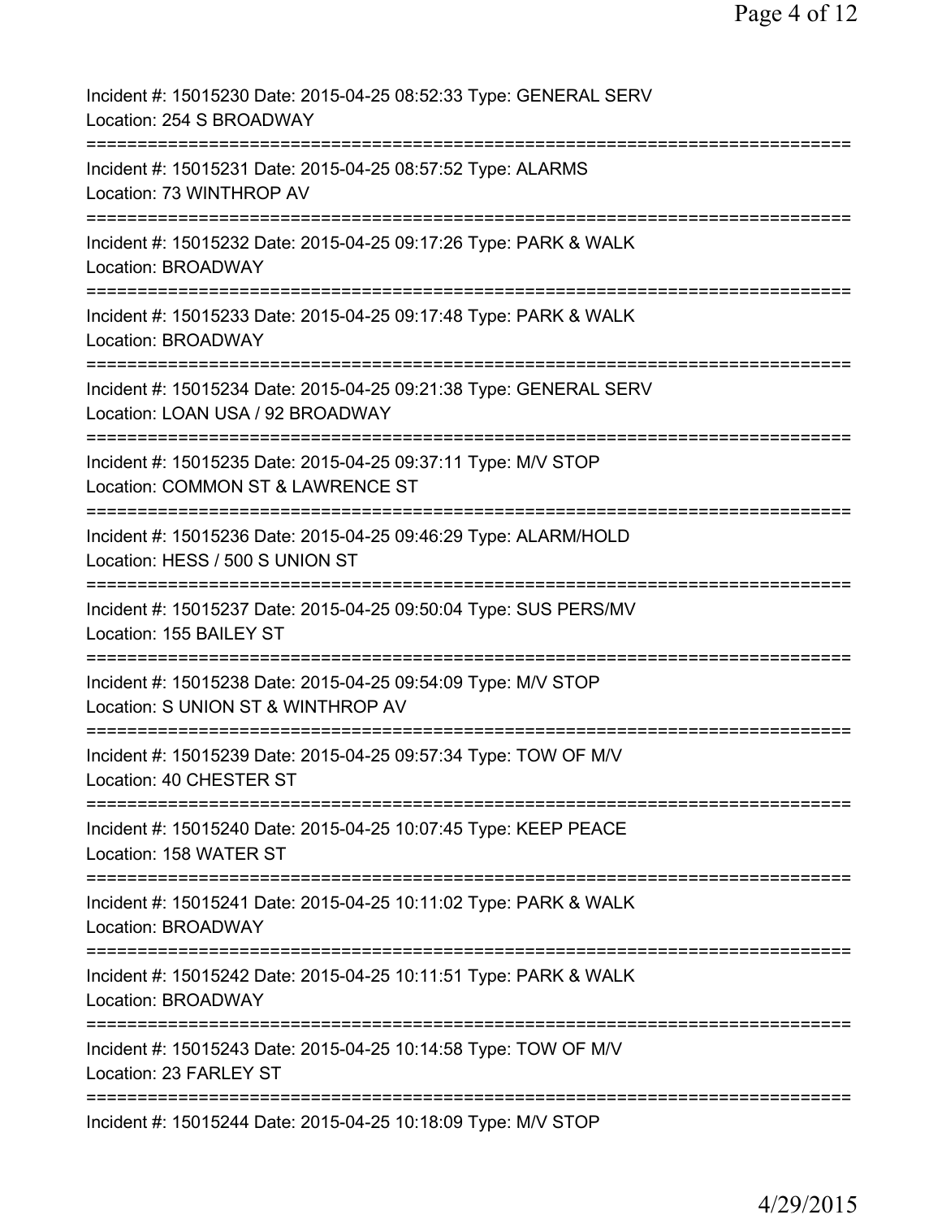Incident #: 15015230 Date: 2015-04-25 08:52:33 Type: GENERAL SERV
Location: 254 S BROADWAY
===========================================================================
Incident #: 15015231 Date: 2015-04-25 08:57:52 Type: ALARMS
Location: 73 WINTHROP AV
===========================================================================
Incident #: 15015232 Date: 2015-04-25 09:17:26 Type: PARK & WALK
Location: BROADWAY
===========================================================================
Incident #: 15015233 Date: 2015-04-25 09:17:48 Type: PARK & WALK
Location: BROADWAY
===========================================================================
Incident #: 15015234 Date: 2015-04-25 09:21:38 Type: GENERAL SERV
Location: LOAN USA / 92 BROADWAY
===========================================================================
Incident #: 15015235 Date: 2015-04-25 09:37:11 Type: M/V STOP
Location: COMMON ST & LAWRENCE ST
===========================================================================
Incident #: 15015236 Date: 2015-04-25 09:46:29 Type: ALARM/HOLD
Location: HESS / 500 S UNION ST
===========================================================================
Incident #: 15015237 Date: 2015-04-25 09:50:04 Type: SUS PERS/MV
Location: 155 BAILEY ST
===========================================================================
Incident #: 15015238 Date: 2015-04-25 09:54:09 Type: M/V STOP
Location: S UNION ST & WINTHROP AV
===========================================================================
Incident #: 15015239 Date: 2015-04-25 09:57:34 Type: TOW OF M/V
Location: 40 CHESTER ST
===========================================================================
Incident #: 15015240 Date: 2015-04-25 10:07:45 Type: KEEP PEACE
Location: 158 WATER ST
===========================================================================
Incident #: 15015241 Date: 2015-04-25 10:11:02 Type: PARK & WALK
Location: BROADWAY
===========================================================================
Incident #: 15015242 Date: 2015-04-25 10:11:51 Type: PARK & WALK
Location: BROADWAY
===========================================================================
Incident #: 15015243 Date: 2015-04-25 10:14:58 Type: TOW OF M/V
Location: 23 FARLEY ST
===========================================================================
Incident #: 15015244 Date: 2015-04-25 10:18:09 Type: M/V STOP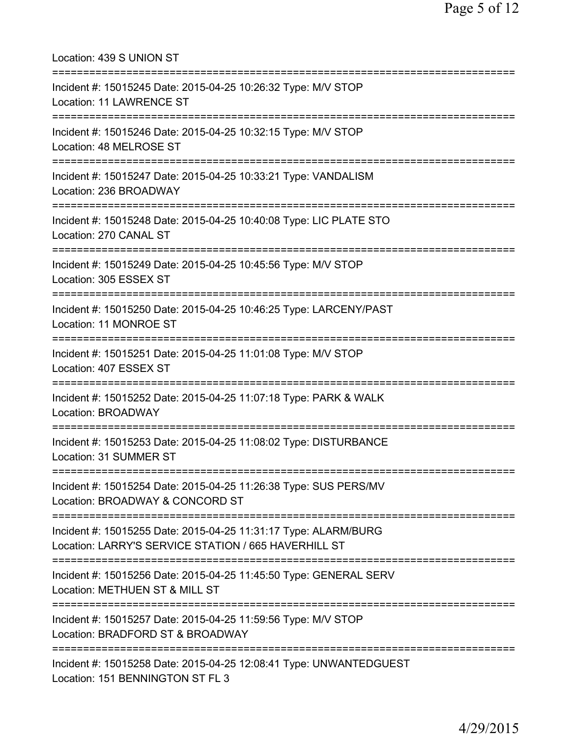Location: 439 S UNION ST

===========================================================================

Incident #: 15015245 Date: 2015-04-25 10:26:32 Type: M/V STOP
Location: 11 LAWRENCE ST

===========================================================================

Incident #: 15015246 Date: 2015-04-25 10:32:15 Type: M/V STOP
Location: 48 MELROSE ST

===========================================================================

Incident #: 15015247 Date: 2015-04-25 10:33:21 Type: VANDALISM
Location: 236 BROADWAY

===========================================================================

Incident #: 15015248 Date: 2015-04-25 10:40:08 Type: LIC PLATE STO
Location: 270 CANAL ST

===========================================================================

Incident #: 15015249 Date: 2015-04-25 10:45:56 Type: M/V STOP
Location: 305 ESSEX ST

===========================================================================

Incident #: 15015250 Date: 2015-04-25 10:46:25 Type: LARCENY/PAST
Location: 11 MONROE ST

===========================================================================

Incident #: 15015251 Date: 2015-04-25 11:01:08 Type: M/V STOP
Location: 407 ESSEX ST

===========================================================================

Incident #: 15015252 Date: 2015-04-25 11:07:18 Type: PARK & WALK
Location: BROADWAY

===========================================================================

Incident #: 15015253 Date: 2015-04-25 11:08:02 Type: DISTURBANCE
Location: 31 SUMMER ST

===========================================================================

Incident #: 15015254 Date: 2015-04-25 11:26:38 Type: SUS PERS/MV
Location: BROADWAY & CONCORD ST

===========================================================================

Incident #: 15015255 Date: 2015-04-25 11:31:17 Type: ALARM/BURG
Location: LARRY'S SERVICE STATION / 665 HAVERHILL ST

===========================================================================

Incident #: 15015256 Date: 2015-04-25 11:45:50 Type: GENERAL SERV
Location: METHUEN ST & MILL ST

===========================================================================

Incident #: 15015257 Date: 2015-04-25 11:59:56 Type: M/V STOP
Location: BRADFORD ST & BROADWAY

===========================================================================

Incident #: 15015258 Date: 2015-04-25 12:08:41 Type: UNWANTEDGUEST
Location: 151 BENNINGTON ST FL 3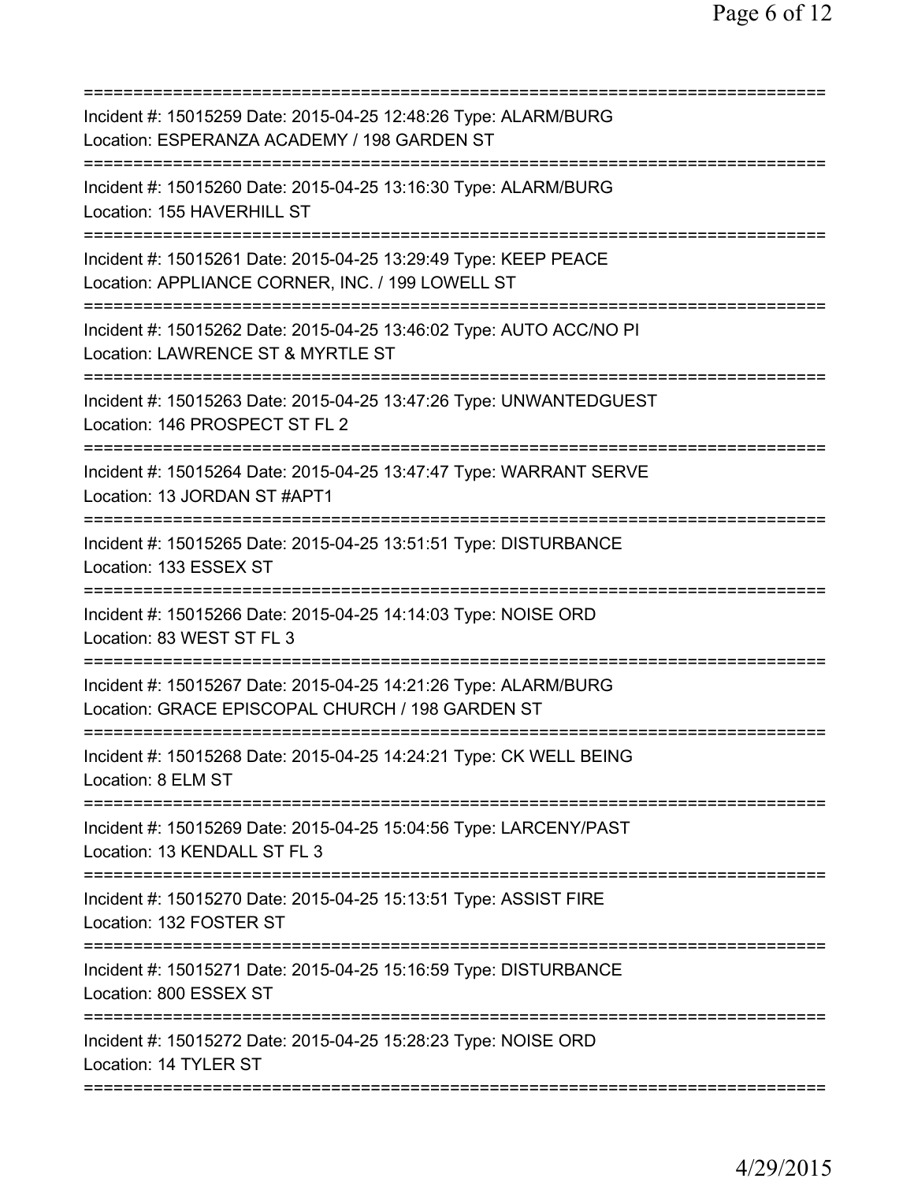===========================================================================
Incident #: 15015259 Date: 2015-04-25 12:48:26 Type: ALARM/BURG
Location: ESPERANZA ACADEMY / 198 GARDEN ST
===========================================================================
Incident #: 15015260 Date: 2015-04-25 13:16:30 Type: ALARM/BURG
Location: 155 HAVERHILL ST
===========================================================================
Incident #: 15015261 Date: 2015-04-25 13:29:49 Type: KEEP PEACE
Location: APPLIANCE CORNER, INC. / 199 LOWELL ST
===========================================================================
Incident #: 15015262 Date: 2015-04-25 13:46:02 Type: AUTO ACC/NO PI
Location: LAWRENCE ST & MYRTLE ST
===========================================================================
Incident #: 15015263 Date: 2015-04-25 13:47:26 Type: UNWANTEDGUEST
Location: 146 PROSPECT ST FL 2
===========================================================================
Incident #: 15015264 Date: 2015-04-25 13:47:47 Type: WARRANT SERVE
Location: 13 JORDAN ST #APT1
===========================================================================
Incident #: 15015265 Date: 2015-04-25 13:51:51 Type: DISTURBANCE
Location: 133 ESSEX ST
===========================================================================
Incident #: 15015266 Date: 2015-04-25 14:14:03 Type: NOISE ORD
Location: 83 WEST ST FL 3
===========================================================================
Incident #: 15015267 Date: 2015-04-25 14:21:26 Type: ALARM/BURG
Location: GRACE EPISCOPAL CHURCH / 198 GARDEN ST
===========================================================================
Incident #: 15015268 Date: 2015-04-25 14:24:21 Type: CK WELL BEING
Location: 8 ELM ST
===========================================================================
Incident #: 15015269 Date: 2015-04-25 15:04:56 Type: LARCENY/PAST
Location: 13 KENDALL ST FL 3
===========================================================================
Incident #: 15015270 Date: 2015-04-25 15:13:51 Type: ASSIST FIRE
Location: 132 FOSTER ST
===========================================================================
Incident #: 15015271 Date: 2015-04-25 15:16:59 Type: DISTURBANCE
Location: 800 ESSEX ST
===========================================================================
Incident #: 15015272 Date: 2015-04-25 15:28:23 Type: NOISE ORD
Location: 14 TYLER ST
===========================================================================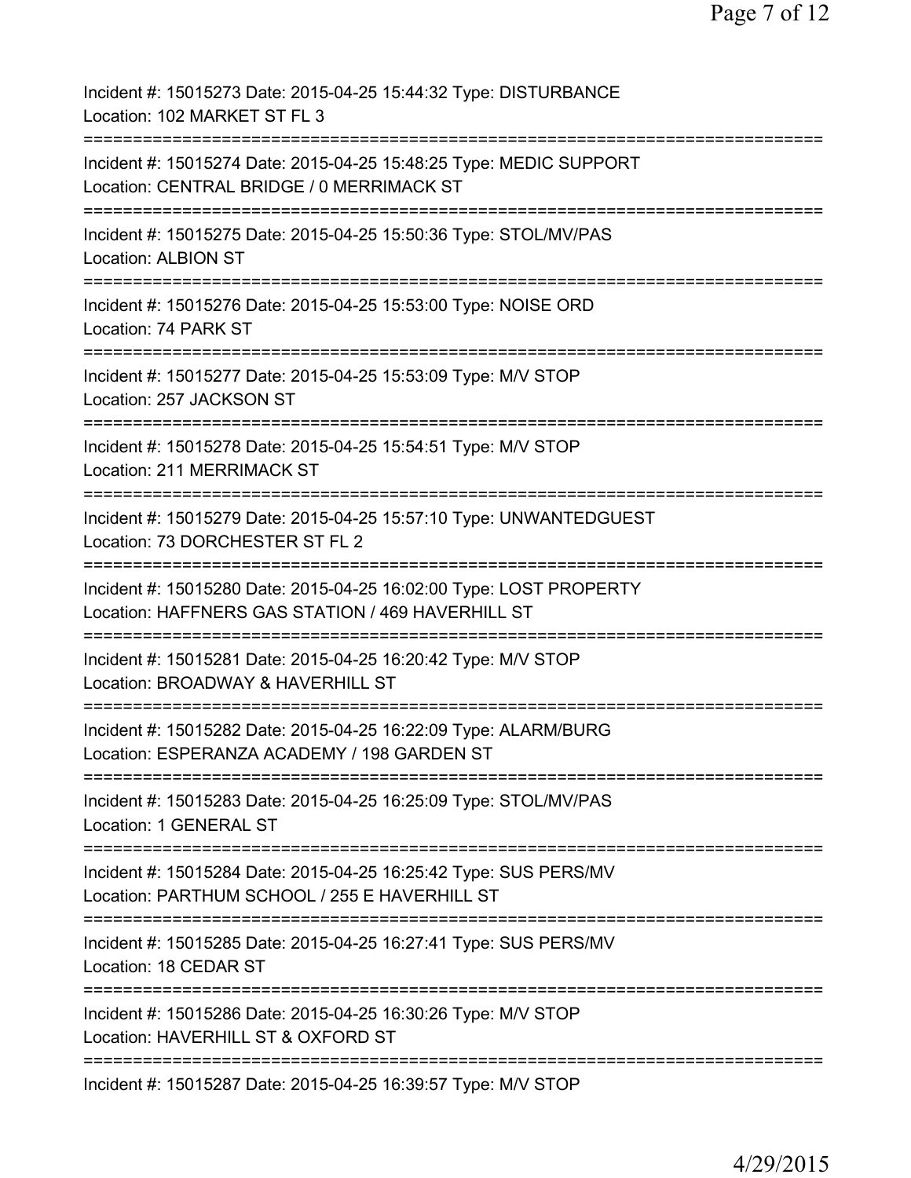Incident #: 15015273 Date: 2015-04-25 15:44:32 Type: DISTURBANCE
Location: 102 MARKET ST FL 3

===========================================================================

Incident #: 15015274 Date: 2015-04-25 15:48:25 Type: MEDIC SUPPORT
Location: CENTRAL BRIDGE / 0 MERRIMACK ST

===========================================================================

Incident #: 15015275 Date: 2015-04-25 15:50:36 Type: STOL/MV/PAS
Location: ALBION ST

===========================================================================

Incident #: 15015276 Date: 2015-04-25 15:53:00 Type: NOISE ORD
Location: 74 PARK ST

===========================================================================

Incident #: 15015277 Date: 2015-04-25 15:53:09 Type: M/V STOP
Location: 257 JACKSON ST

===========================================================================

Incident #: 15015278 Date: 2015-04-25 15:54:51 Type: M/V STOP
Location: 211 MERRIMACK ST

===========================================================================

Incident #: 15015279 Date: 2015-04-25 15:57:10 Type: UNWANTEDGUEST
Location: 73 DORCHESTER ST FL 2

===========================================================================

Incident #: 15015280 Date: 2015-04-25 16:02:00 Type: LOST PROPERTY
Location: HAFFNERS GAS STATION / 469 HAVERHILL ST

===========================================================================

Incident #: 15015281 Date: 2015-04-25 16:20:42 Type: M/V STOP
Location: BROADWAY & HAVERHILL ST

===========================================================================

Incident #: 15015282 Date: 2015-04-25 16:22:09 Type: ALARM/BURG
Location: ESPERANZA ACADEMY / 198 GARDEN ST

===========================================================================

Incident #: 15015283 Date: 2015-04-25 16:25:09 Type: STOL/MV/PAS
Location: 1 GENERAL ST

===========================================================================

Incident #: 15015284 Date: 2015-04-25 16:25:42 Type: SUS PERS/MV
Location: PARTHUM SCHOOL / 255 E HAVERHILL ST

===========================================================================

Incident #: 15015285 Date: 2015-04-25 16:27:41 Type: SUS PERS/MV
Location: 18 CEDAR ST

===========================================================================

Incident #: 15015286 Date: 2015-04-25 16:30:26 Type: M/V STOP
Location: HAVERHILL ST & OXFORD ST

===========================================================================

Incident #: 15015287 Date: 2015-04-25 16:39:57 Type: M/V STOP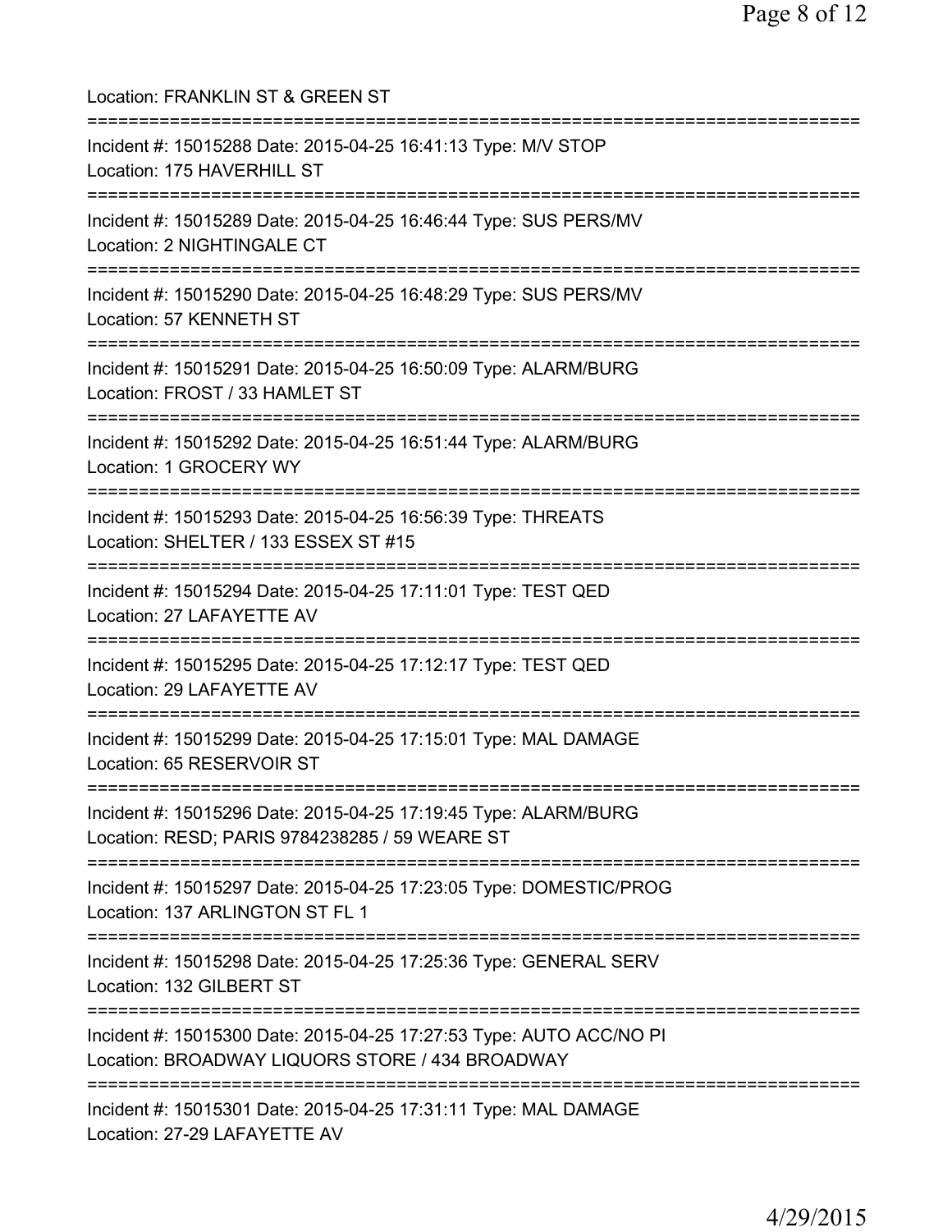Location: FRANKLIN ST & GREEN ST

===========================================================================

Incident #: 15015288 Date: 2015-04-25 16:41:13 Type: M/V STOP
Location: 175 HAVERHILL ST

===========================================================================

Incident #: 15015289 Date: 2015-04-25 16:46:44 Type: SUS PERS/MV
Location: 2 NIGHTINGALE CT

===========================================================================

Incident #: 15015290 Date: 2015-04-25 16:48:29 Type: SUS PERS/MV
Location: 57 KENNETH ST

===========================================================================

Incident #: 15015291 Date: 2015-04-25 16:50:09 Type: ALARM/BURG
Location: FROST / 33 HAMLET ST

===========================================================================

Incident #: 15015292 Date: 2015-04-25 16:51:44 Type: ALARM/BURG
Location: 1 GROCERY WY

===========================================================================

Incident #: 15015293 Date: 2015-04-25 16:56:39 Type: THREATS
Location: SHELTER / 133 ESSEX ST #15

===========================================================================

Incident #: 15015294 Date: 2015-04-25 17:11:01 Type: TEST QED
Location: 27 LAFAYETTE AV

===========================================================================

Incident #: 15015295 Date: 2015-04-25 17:12:17 Type: TEST QED
Location: 29 LAFAYETTE AV

===========================================================================

Incident #: 15015299 Date: 2015-04-25 17:15:01 Type: MAL DAMAGE
Location: 65 RESERVOIR ST

===========================================================================

Incident #: 15015296 Date: 2015-04-25 17:19:45 Type: ALARM/BURG
Location: RESD; PARIS 9784238285 / 59 WEARE ST

===========================================================================

Incident #: 15015297 Date: 2015-04-25 17:23:05 Type: DOMESTIC/PROG
Location: 137 ARLINGTON ST FL 1

===========================================================================

Incident #: 15015298 Date: 2015-04-25 17:25:36 Type: GENERAL SERV
Location: 132 GILBERT ST

===========================================================================

Incident #: 15015300 Date: 2015-04-25 17:27:53 Type: AUTO ACC/NO PI
Location: BROADWAY LIQUORS STORE / 434 BROADWAY

===========================================================================

Incident #: 15015301 Date: 2015-04-25 17:31:11 Type: MAL DAMAGE
Location: 27-29 LAFAYETTE AV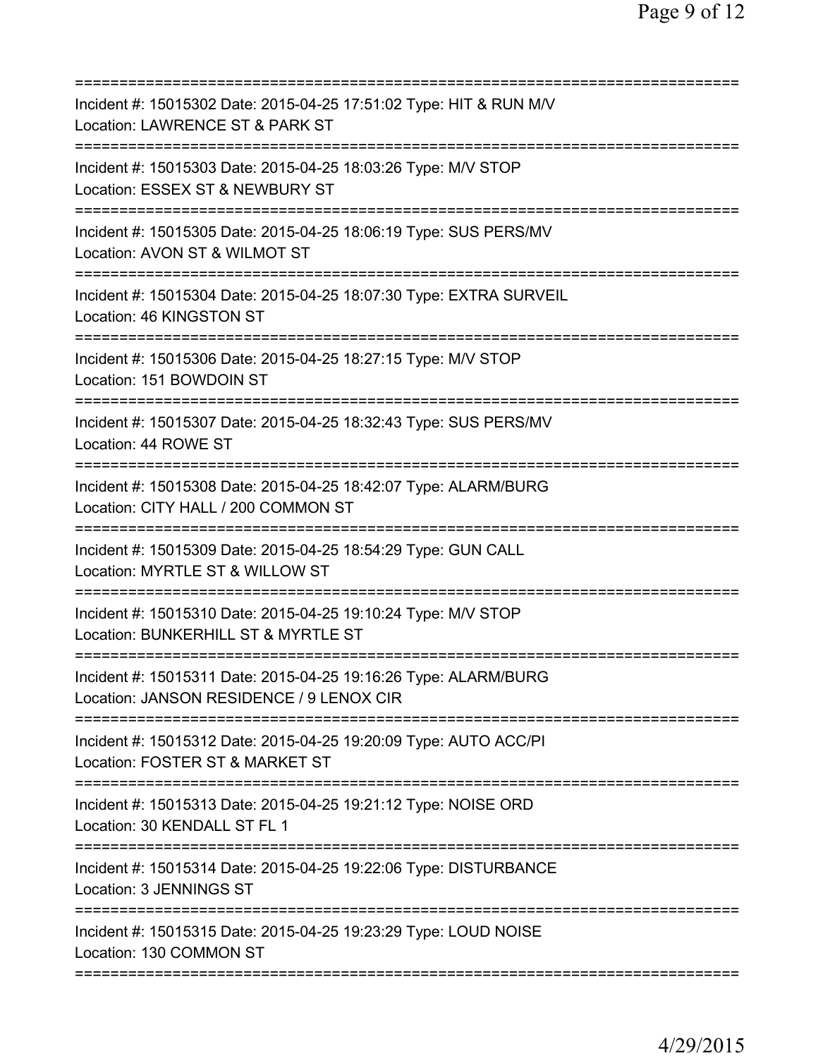Incident #: 15015302 Date: 2015-04-25 17:51:02 Type: HIT & RUN M/V
Location: LAWRENCE ST & PARK ST

Incident #: 15015303 Date: 2015-04-25 18:03:26 Type: M/V STOP
Location: ESSEX ST & NEWBURY ST

Incident #: 15015305 Date: 2015-04-25 18:06:19 Type: SUS PERS/MV
Location: AVON ST & WILMOT ST

Incident #: 15015304 Date: 2015-04-25 18:07:30 Type: EXTRA SURVEIL
Location: 46 KINGSTON ST

Incident #: 15015306 Date: 2015-04-25 18:27:15 Type: M/V STOP
Location: 151 BOWDOIN ST

Incident #: 15015307 Date: 2015-04-25 18:32:43 Type: SUS PERS/MV
Location: 44 ROWE ST

Incident #: 15015308 Date: 2015-04-25 18:42:07 Type: ALARM/BURG
Location: CITY HALL / 200 COMMON ST

Incident #: 15015309 Date: 2015-04-25 18:54:29 Type: GUN CALL
Location: MYRTLE ST & WILLOW ST

Incident #: 15015310 Date: 2015-04-25 19:10:24 Type: M/V STOP
Location: BUNKERHILL ST & MYRTLE ST

Incident #: 15015311 Date: 2015-04-25 19:16:26 Type: ALARM/BURG
Location: JANSON RESIDENCE / 9 LENOX CIR

Incident #: 15015312 Date: 2015-04-25 19:20:09 Type: AUTO ACC/PI
Location: FOSTER ST & MARKET ST

Incident #: 15015313 Date: 2015-04-25 19:21:12 Type: NOISE ORD
Location: 30 KENDALL ST FL 1

Incident #: 15015314 Date: 2015-04-25 19:22:06 Type: DISTURBANCE
Location: 3 JENNINGS ST

Incident #: 15015315 Date: 2015-04-25 19:23:29 Type: LOUD NOISE
Location: 130 COMMON ST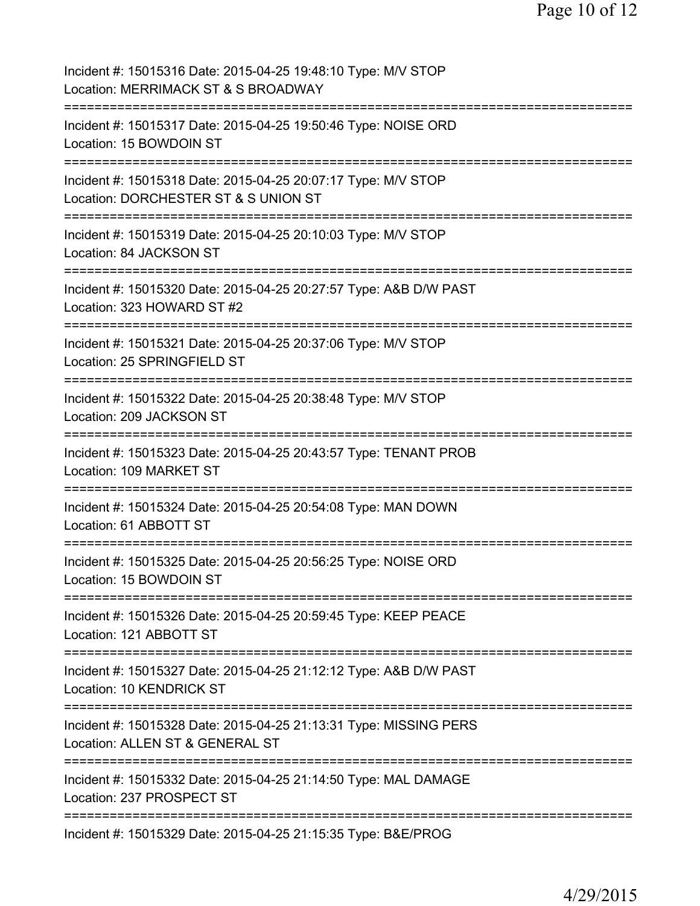Incident #: 15015316 Date: 2015-04-25 19:48:10 Type: M/V STOP
Location: MERRIMACK ST & S BROADWAY
===========================================================================
Incident #: 15015317 Date: 2015-04-25 19:50:46 Type: NOISE ORD
Location: 15 BOWDOIN ST
===========================================================================
Incident #: 15015318 Date: 2015-04-25 20:07:17 Type: M/V STOP
Location: DORCHESTER ST & S UNION ST
===========================================================================
Incident #: 15015319 Date: 2015-04-25 20:10:03 Type: M/V STOP
Location: 84 JACKSON ST
===========================================================================
Incident #: 15015320 Date: 2015-04-25 20:27:57 Type: A&B D/W PAST
Location: 323 HOWARD ST #2
===========================================================================
Incident #: 15015321 Date: 2015-04-25 20:37:06 Type: M/V STOP
Location: 25 SPRINGFIELD ST
===========================================================================
Incident #: 15015322 Date: 2015-04-25 20:38:48 Type: M/V STOP
Location: 209 JACKSON ST
===========================================================================
Incident #: 15015323 Date: 2015-04-25 20:43:57 Type: TENANT PROB
Location: 109 MARKET ST
===========================================================================
Incident #: 15015324 Date: 2015-04-25 20:54:08 Type: MAN DOWN
Location: 61 ABBOTT ST
===========================================================================
Incident #: 15015325 Date: 2015-04-25 20:56:25 Type: NOISE ORD
Location: 15 BOWDOIN ST
===========================================================================
Incident #: 15015326 Date: 2015-04-25 20:59:45 Type: KEEP PEACE
Location: 121 ABBOTT ST
===========================================================================
Incident #: 15015327 Date: 2015-04-25 21:12:12 Type: A&B D/W PAST
Location: 10 KENDRICK ST
===========================================================================
Incident #: 15015328 Date: 2015-04-25 21:13:31 Type: MISSING PERS
Location: ALLEN ST & GENERAL ST
===========================================================================
Incident #: 15015332 Date: 2015-04-25 21:14:50 Type: MAL DAMAGE
Location: 237 PROSPECT ST
===========================================================================
Incident #: 15015329 Date: 2015-04-25 21:15:35 Type: B&E/PROG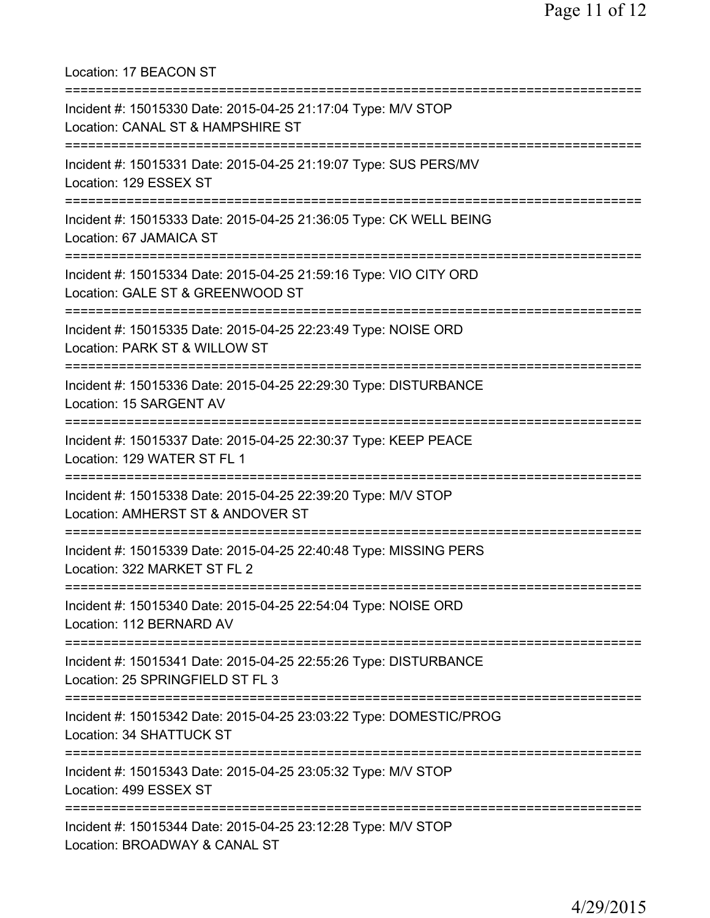Location: 17 BEACON ST

===========================================================================

Incident #: 15015330 Date: 2015-04-25 21:17:04 Type: M/V STOP
Location: CANAL ST & HAMPSHIRE ST

===========================================================================

Incident #: 15015331 Date: 2015-04-25 21:19:07 Type: SUS PERS/MV
Location: 129 ESSEX ST

===========================================================================

Incident #: 15015333 Date: 2015-04-25 21:36:05 Type: CK WELL BEING
Location: 67 JAMAICA ST

===========================================================================

Incident #: 15015334 Date: 2015-04-25 21:59:16 Type: VIO CITY ORD
Location: GALE ST & GREENWOOD ST

===========================================================================

Incident #: 15015335 Date: 2015-04-25 22:23:49 Type: NOISE ORD
Location: PARK ST & WILLOW ST

===========================================================================

Incident #: 15015336 Date: 2015-04-25 22:29:30 Type: DISTURBANCE
Location: 15 SARGENT AV

===========================================================================

Incident #: 15015337 Date: 2015-04-25 22:30:37 Type: KEEP PEACE
Location: 129 WATER ST FL 1

===========================================================================

Incident #: 15015338 Date: 2015-04-25 22:39:20 Type: M/V STOP
Location: AMHERST ST & ANDOVER ST

===========================================================================

Incident #: 15015339 Date: 2015-04-25 22:40:48 Type: MISSING PERS
Location: 322 MARKET ST FL 2

===========================================================================

Incident #: 15015340 Date: 2015-04-25 22:54:04 Type: NOISE ORD
Location: 112 BERNARD AV

===========================================================================

Incident #: 15015341 Date: 2015-04-25 22:55:26 Type: DISTURBANCE
Location: 25 SPRINGFIELD ST FL 3

===========================================================================

Incident #: 15015342 Date: 2015-04-25 23:03:22 Type: DOMESTIC/PROG
Location: 34 SHATTUCK ST

===========================================================================

Incident #: 15015343 Date: 2015-04-25 23:05:32 Type: M/V STOP
Location: 499 ESSEX ST

===========================================================================

Incident #: 15015344 Date: 2015-04-25 23:12:28 Type: M/V STOP
Location: BROADWAY & CANAL ST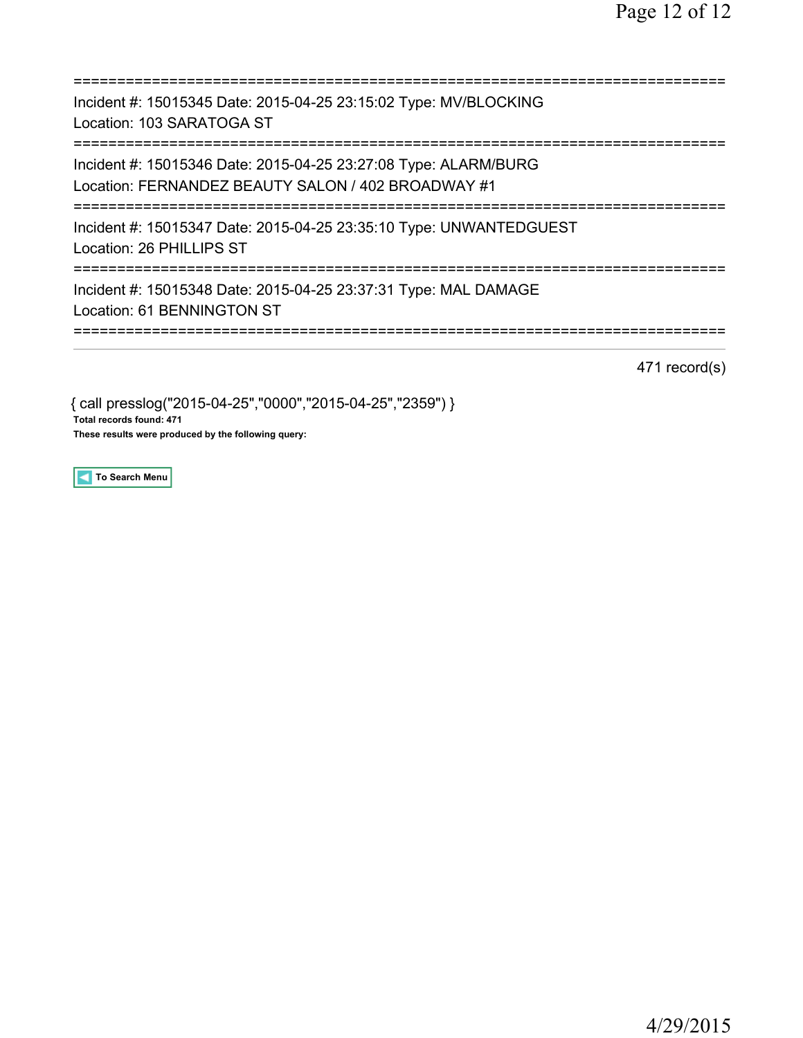===========================================================================

Incident #: 15015345 Date: 2015-04-25 23:15:02 Type: MV/BLOCKING
Location: 103 SARATOGA ST

===========================================================================

Incident #: 15015346 Date: 2015-04-25 23:27:08 Type: ALARM/BURG
Location: FERNANDEZ BEAUTY SALON / 402 BROADWAY #1

===========================================================================

Incident #: 15015347 Date: 2015-04-25 23:35:10 Type: UNWANTEDGUEST
Location: 26 PHILLIPS ST

===========================================================================

Incident #: 15015348 Date: 2015-04-25 23:37:31 Type: MAL DAMAGE
Location: 61 BENNINGTON ST

===========================================================================

471 record(s)

{ call presslog("2015-04-25","0000","2015-04-25","2359") }

**Total records found: 471**

**These results were produced by the following query:**

To Search Menu